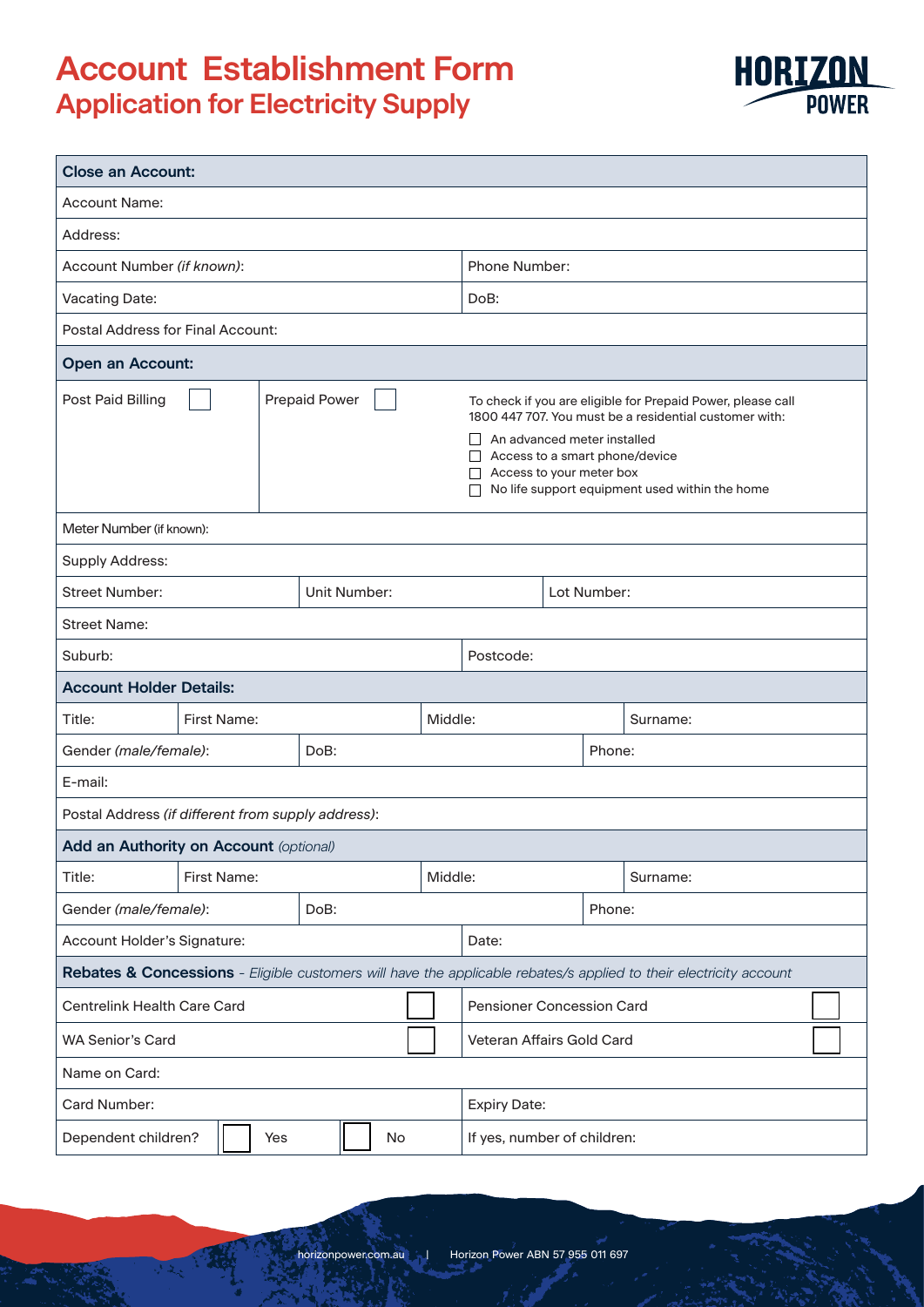# Account Establishment Form

## Application for Electricity Supply

| **Close an Account:** | |
|---|---|
| Account Name: | |
| Address: | |
| Account Number *(if known)*: | Phone Number: |
| Vacating Date: | DoB: |
| Postal Address for Final Account: | |

| **Open an Account:** | | |
|---|---|---|
| Post Paid Billing ☐ | Prepaid Power ☐ | To check if you are eligible for Prepaid Power, please call 1800 447 707. You must be a residential customer with: ☐ An advanced meter installed ☐ Access to a smart phone/device ☐ Access to your meter box ☐ No life support equipment used within the home |
| Meter Number (if known): | | |
| Supply Address: | | |
| Street Number: | Unit Number: | Lot Number: |
| Street Name: | | |
| Suburb: | Postcode: | |

| **Account Holder Details:** | | | |
|---|---|---|---|
| Title: | First Name: | Middle: | Surname: |
| Gender *(male/female)*: | DoB: | | Phone: |
| E-mail: | | | |
| Postal Address *(if different from supply address)*: | | | |

| **Add an Authority on Account** *(optional)* | | | |
|---|---|---|---|
| Title: | First Name: | Middle: | Surname: |
| Gender *(male/female)*: | DoB: | | Phone: |
| Account Holder's Signature: | | Date: | |

| **Rebates & Concessions** - *Eligible customers will have the applicable rebates/s applied to their electricity account* | | | |
|---|---|---|---|
| Centrelink Health Care Card | ☐ | Pensioner Concession Card | ☐ |
| WA Senior's Card | ☐ | Veteran Affairs Gold Card | ☐ |
| Name on Card: | | | |
| Card Number: | | Expiry Date: | |
| Dependent children? | ☐ Yes ☐ No | If yes, number of children: | |

horizonpower.com.au | Horizon Power ABN 57 955 011 697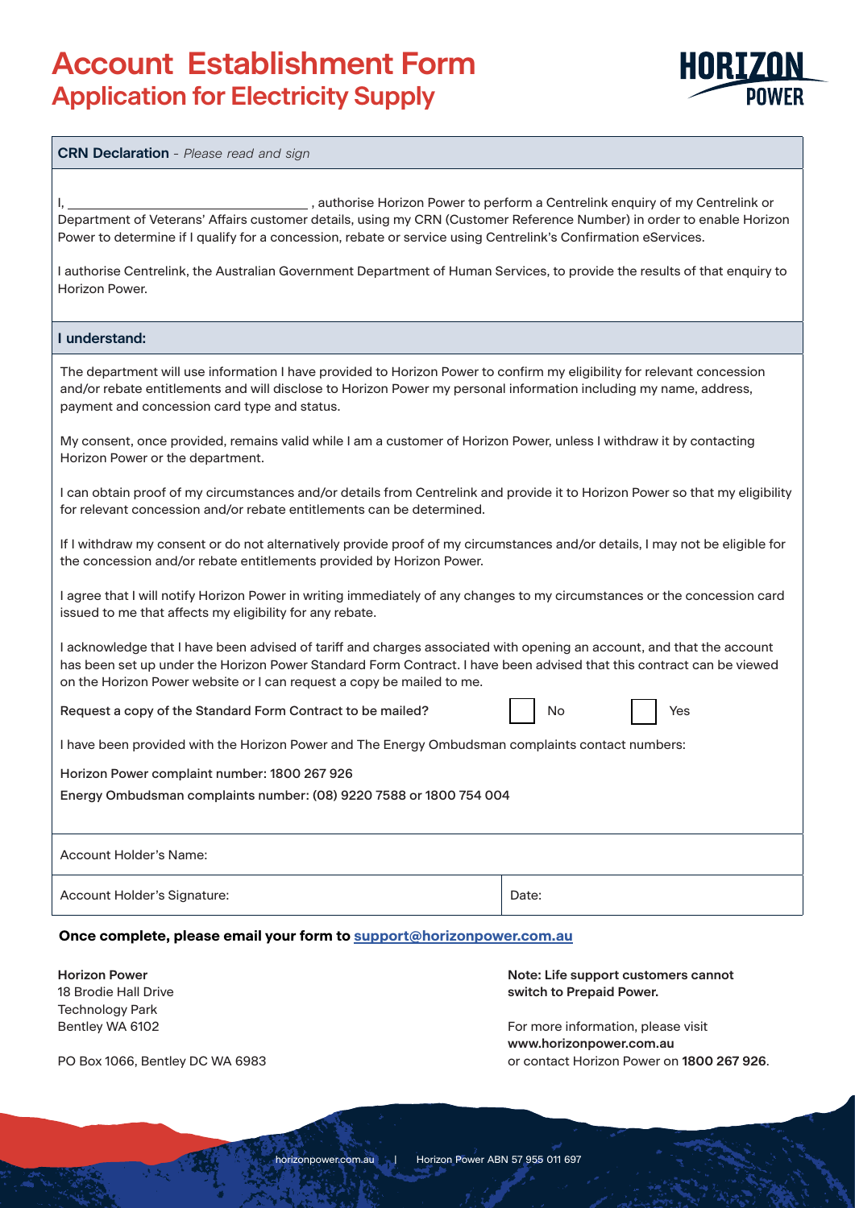# Account Establishment Form

## Application for Electricity Supply

**CRN Declaration** - *Please read and sign*

I, ________________________________, authorise Horizon Power to perform a Centrelink enquiry of my Centrelink or Department of Veterans' Affairs customer details, using my CRN (Customer Reference Number) in order to enable Horizon Power to determine if I qualify for a concession, rebate or service using Centrelink's Confirmation eServices.

I authorise Centrelink, the Australian Government Department of Human Services, to provide the results of that enquiry to Horizon Power.

**I understand:**

The department will use information I have provided to Horizon Power to confirm my eligibility for relevant concession and/or rebate entitlements and will disclose to Horizon Power my personal information including my name, address, payment and concession card type and status.

My consent, once provided, remains valid while I am a customer of Horizon Power, unless I withdraw it by contacting Horizon Power or the department.

I can obtain proof of my circumstances and/or details from Centrelink and provide it to Horizon Power so that my eligibility for relevant concession and/or rebate entitlements can be determined.

If I withdraw my consent or do not alternatively provide proof of my circumstances and/or details, I may not be eligible for the concession and/or rebate entitlements provided by Horizon Power.

I agree that I will notify Horizon Power in writing immediately of any changes to my circumstances or the concession card issued to me that affects my eligibility for any rebate.

I acknowledge that I have been advised of tariff and charges associated with opening an account, and that the account has been set up under the Horizon Power Standard Form Contract. I have been advised that this contract can be viewed on the Horizon Power website or I can request a copy be mailed to me.

Request a copy of the Standard Form Contract to be mailed? ☐ No ☐ Yes

I have been provided with the Horizon Power and The Energy Ombudsman complaints contact numbers:

Horizon Power complaint number: 1800 267 926

Energy Ombudsman complaints number: (08) 9220 7588 or 1800 754 004

| | |
|---|---|
| Account Holder's Name: | |
| Account Holder's Signature: | Date: |

**Once complete, please email your form to support@horizonpower.com.au**

**Horizon Power**
18 Brodie Hall Drive
Technology Park
Bentley WA 6102

PO Box 1066, Bentley DC WA 6983

**Note: Life support customers cannot switch to Prepaid Power.**

For more information, please visit **www.horizonpower.com.au** or contact Horizon Power on **1800 267 926**.

horizonpower.com.au | Horizon Power ABN 57 955 011 697